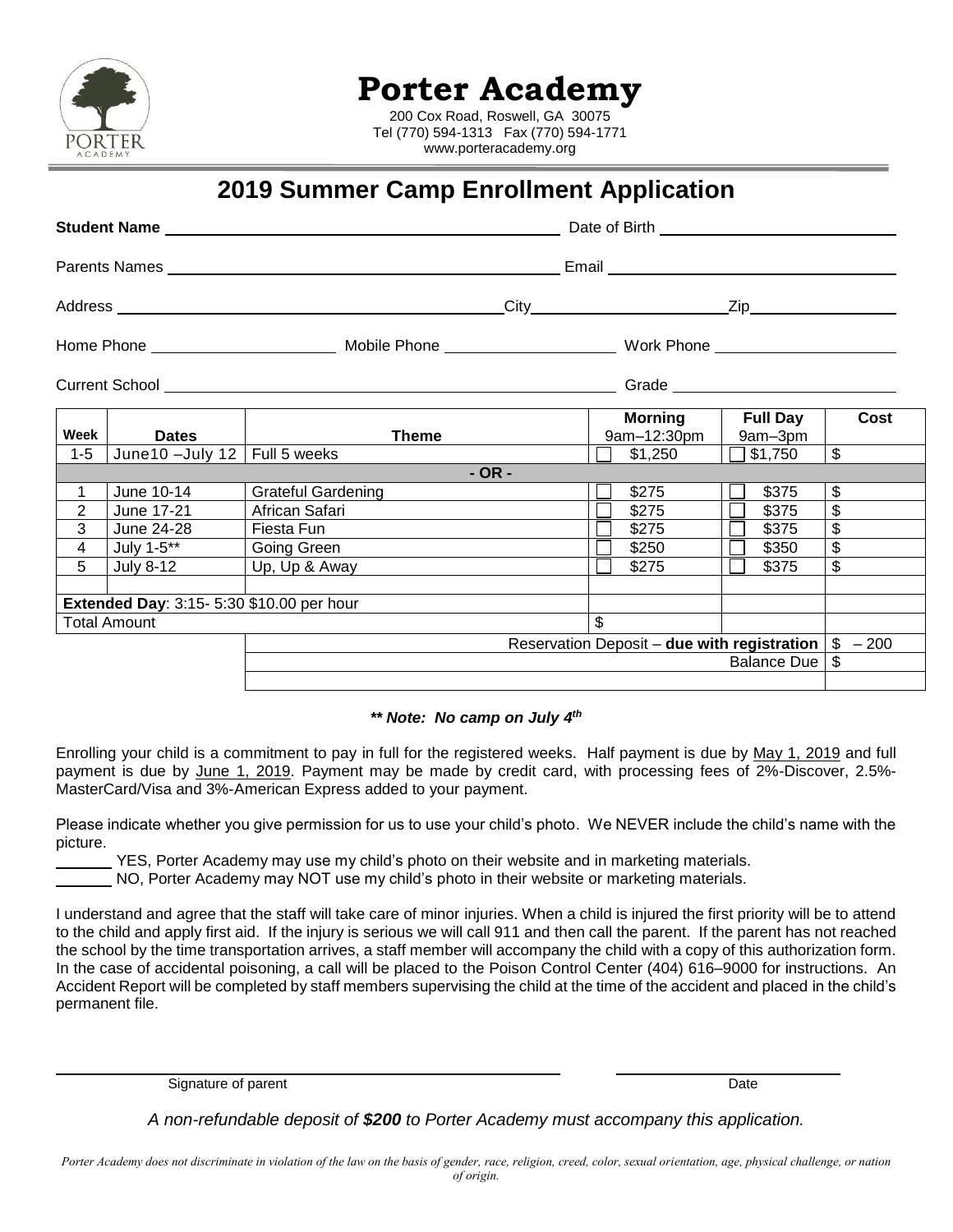# Porter Academy

200 Cox Road, Roswell, GA 30075
Tel (770) 594-1313 Fax (770) 594-1771
www.porteracademy.org

## 2019 Summer Camp Enrollment Application

**Student Name** ______________________ Date of Birth ______________________

Parents Names ______________________ Email ______________________

Address ______________________ City ______________________ Zip ______________________

Home Phone ______________________ Mobile Phone ______________________ Work Phone ______________________

Current School ______________________ Grade ______________________

| Week | Dates | Theme | Morning 9am–12:30pm | Full Day 9am–3pm | Cost |
|---|---|---|---|---|---|
| 1-5 | June10 –July 12 | Full 5 weeks | ☐ $1,250 | ☐ $1,750 | $ |
| | | - OR - | | | |
| 1 | June 10-14 | Grateful Gardening | ☐ $275 | ☐ $375 | $ |
| 2 | June 17-21 | African Safari | ☐ $275 | ☐ $375 | $ |
| 3 | June 24-28 | Fiesta Fun | ☐ $275 | ☐ $375 | $ |
| 4 | July 1-5** | Going Green | ☐ $250 | ☐ $350 | $ |
| 5 | July 8-12 | Up, Up & Away | ☐ $275 | ☐ $375 | $ |
| | | | | | |
| **Extended Day**: 3:15- 5:30 $10.00 per hour | | | | | |
| Total Amount | | | $ | | |
| | | Reservation Deposit – **due with registration** | | | $ – 200 |
| | | Balance Due | | | $ |

***\*\* Note: No camp on July 4th***

Enrolling your child is a commitment to pay in full for the registered weeks. Half payment is due by May 1, 2019 and full payment is due by June 1, 2019. Payment may be made by credit card, with processing fees of 2%-Discover, 2.5%-MasterCard/Visa and 3%-American Express added to your payment.

Please indicate whether you give permission for us to use your child's photo. We NEVER include the child's name with the picture.

_______ YES, Porter Academy may use my child's photo on their website and in marketing materials.

_______ NO, Porter Academy may NOT use my child's photo in their website or marketing materials.

I understand and agree that the staff will take care of minor injuries. When a child is injured the first priority will be to attend to the child and apply first aid. If the injury is serious we will call 911 and then call the parent. If the parent has not reached the school by the time transportation arrives, a staff member will accompany the child with a copy of this authorization form. In the case of accidental poisoning, a call will be placed to the Poison Control Center (404) 616–9000 for instructions. An Accident Report will be completed by staff members supervising the child at the time of the accident and placed in the child's permanent file.

______________________________ Signature of parent

______________________ Date

*A non-refundable deposit of **$200** to Porter Academy must accompany this application.*

*Porter Academy does not discriminate in violation of the law on the basis of gender, race, religion, creed, color, sexual orientation, age, physical challenge, or nation of origin.*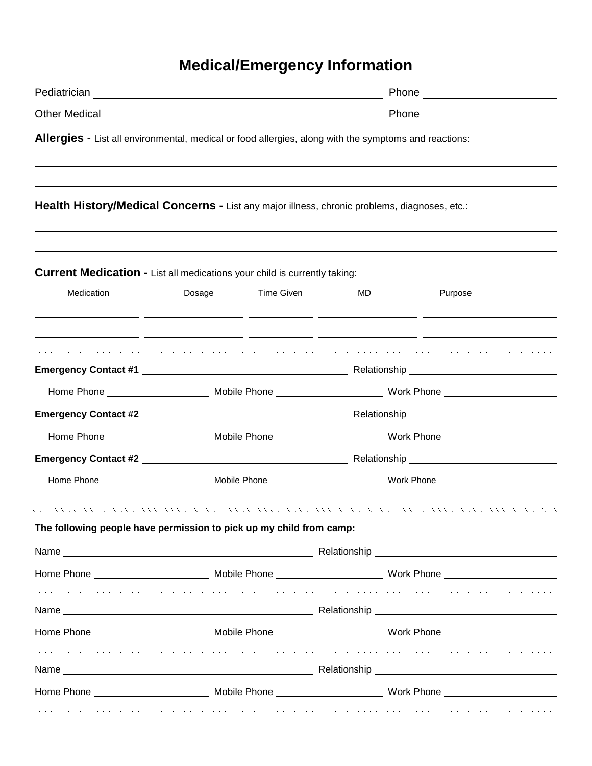# Medical/Emergency Information

Pediatrician ______________________________ Phone ______________

Other Medical ______________________________ Phone ______________

**Allergies** - List all environmental, medical or food allergies, along with the symptoms and reactions:

______________________________________________________________________

______________________________________________________________________

**Health History/Medical Concerns -** List any major illness, chronic problems, diagnoses, etc.:

______________________________________________________________________

______________________________________________________________________

**Current Medication -** List all medications your child is currently taking:

| Medication | Dosage | Time Given | MD | Purpose |
|---|---|---|---|---|
| | | | | |
| | | | | |

---

**Emergency Contact #1** ______________________________ Relationship ______________

Home Phone ______________ Mobile Phone ______________ Work Phone ______________

**Emergency Contact #2** ______________________________ Relationship ______________

Home Phone ______________ Mobile Phone ______________ Work Phone ______________

**Emergency Contact #2** ______________________________ Relationship ______________

Home Phone ______________ Mobile Phone ______________ Work Phone ______________

---

**The following people have permission to pick up my child from camp:**

Name ______________________________ Relationship ______________

Home Phone ______________ Mobile Phone ______________ Work Phone ______________

---

Name ______________________________ Relationship ______________

Home Phone ______________ Mobile Phone ______________ Work Phone ______________

---

Name ______________________________ Relationship ______________

Home Phone ______________ Mobile Phone ______________ Work Phone ______________